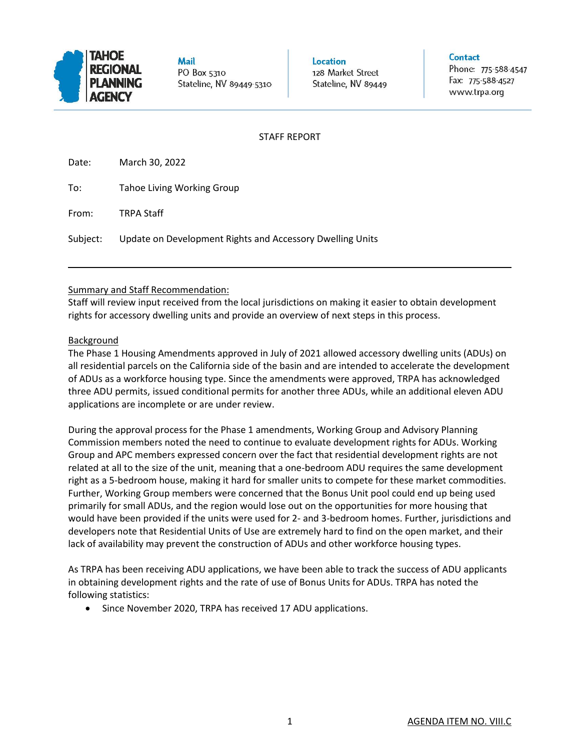TAHOE REGIONAL PLANNING AGENCY

**Mail**
PO Box 5310
Stateline, NV 89449-5310

**Location**
128 Market Street
Stateline, NV 89449

**Contact**
Phone: 775-588-4547
Fax: 775-588-4527
www.trpa.org

STAFF REPORT

Date: March 30, 2022

To: Tahoe Living Working Group

From: TRPA Staff

Subject: Update on Development Rights and Accessory Dwelling Units

---

Summary and Staff Recommendation:

Staff will review input received from the local jurisdictions on making it easier to obtain development rights for accessory dwelling units and provide an overview of next steps in this process.

Background

The Phase 1 Housing Amendments approved in July of 2021 allowed accessory dwelling units (ADUs) on all residential parcels on the California side of the basin and are intended to accelerate the development of ADUs as a workforce housing type. Since the amendments were approved, TRPA has acknowledged three ADU permits, issued conditional permits for another three ADUs, while an additional eleven ADU applications are incomplete or are under review.

During the approval process for the Phase 1 amendments, Working Group and Advisory Planning Commission members noted the need to continue to evaluate development rights for ADUs. Working Group and APC members expressed concern over the fact that residential development rights are not related at all to the size of the unit, meaning that a one-bedroom ADU requires the same development right as a 5-bedroom house, making it hard for smaller units to compete for these market commodities. Further, Working Group members were concerned that the Bonus Unit pool could end up being used primarily for small ADUs, and the region would lose out on the opportunities for more housing that would have been provided if the units were used for 2- and 3-bedroom homes. Further, jurisdictions and developers note that Residential Units of Use are extremely hard to find on the open market, and their lack of availability may prevent the construction of ADUs and other workforce housing types.

As TRPA has been receiving ADU applications, we have been able to track the success of ADU applicants in obtaining development rights and the rate of use of Bonus Units for ADUs. TRPA has noted the following statistics:

- Since November 2020, TRPA has received 17 ADU applications.

AGENDA ITEM NO. VIII.C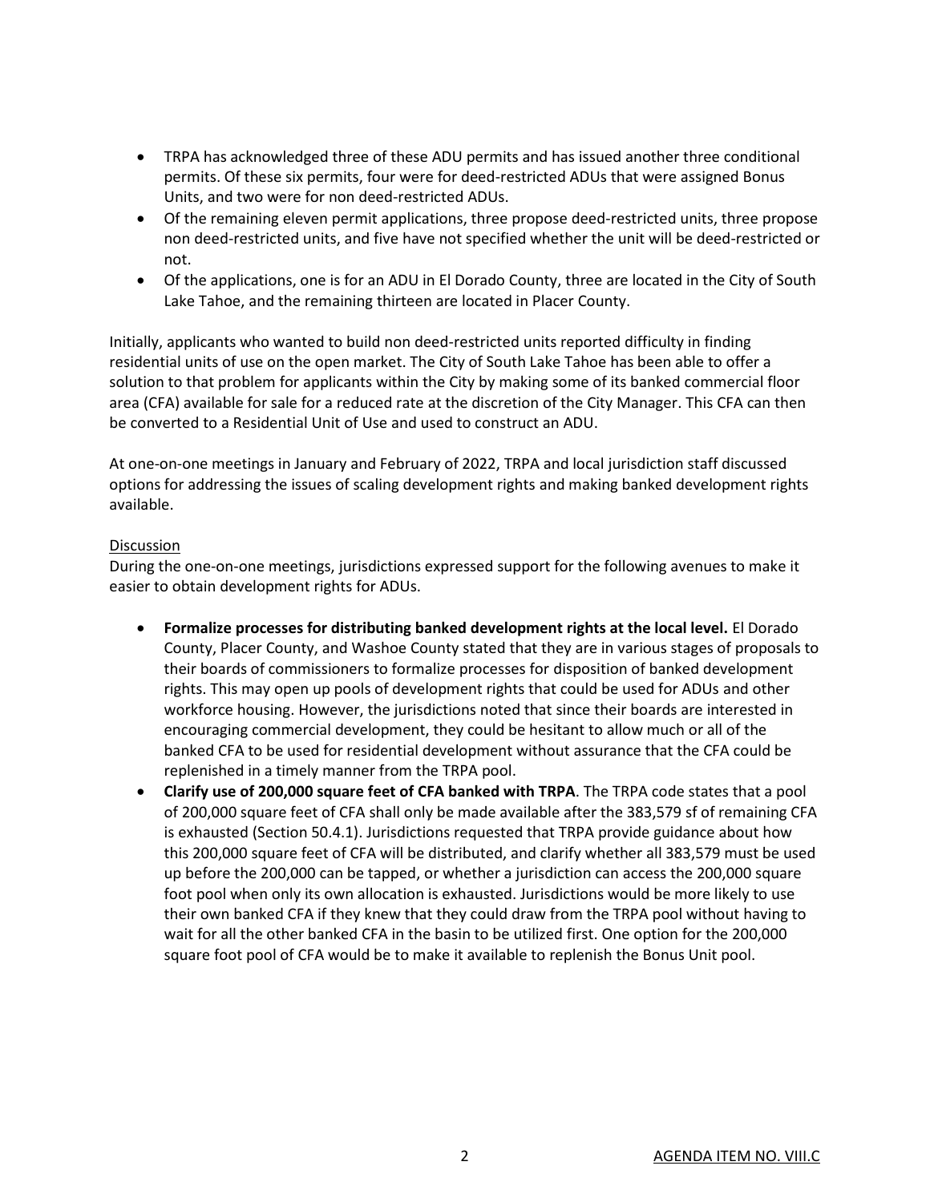- TRPA has acknowledged three of these ADU permits and has issued another three conditional permits. Of these six permits, four were for deed-restricted ADUs that were assigned Bonus Units, and two were for non deed-restricted ADUs.
- Of the remaining eleven permit applications, three propose deed-restricted units, three propose non deed-restricted units, and five have not specified whether the unit will be deed-restricted or not.
- Of the applications, one is for an ADU in El Dorado County, three are located in the City of South Lake Tahoe, and the remaining thirteen are located in Placer County.

Initially, applicants who wanted to build non deed-restricted units reported difficulty in finding residential units of use on the open market. The City of South Lake Tahoe has been able to offer a solution to that problem for applicants within the City by making some of its banked commercial floor area (CFA) available for sale for a reduced rate at the discretion of the City Manager. This CFA can then be converted to a Residential Unit of Use and used to construct an ADU.

At one-on-one meetings in January and February of 2022, TRPA and local jurisdiction staff discussed options for addressing the issues of scaling development rights and making banked development rights available.

<u>Discussion</u>

During the one-on-one meetings, jurisdictions expressed support for the following avenues to make it easier to obtain development rights for ADUs.

- **Formalize processes for distributing banked development rights at the local level.** El Dorado County, Placer County, and Washoe County stated that they are in various stages of proposals to their boards of commissioners to formalize processes for disposition of banked development rights. This may open up pools of development rights that could be used for ADUs and other workforce housing. However, the jurisdictions noted that since their boards are interested in encouraging commercial development, they could be hesitant to allow much or all of the banked CFA to be used for residential development without assurance that the CFA could be replenished in a timely manner from the TRPA pool.
- **Clarify use of 200,000 square feet of CFA banked with TRPA**. The TRPA code states that a pool of 200,000 square feet of CFA shall only be made available after the 383,579 sf of remaining CFA is exhausted (Section 50.4.1). Jurisdictions requested that TRPA provide guidance about how this 200,000 square feet of CFA will be distributed, and clarify whether all 383,579 must be used up before the 200,000 can be tapped, or whether a jurisdiction can access the 200,000 square foot pool when only its own allocation is exhausted. Jurisdictions would be more likely to use their own banked CFA if they knew that they could draw from the TRPA pool without having to wait for all the other banked CFA in the basin to be utilized first. One option for the 200,000 square foot pool of CFA would be to make it available to replenish the Bonus Unit pool.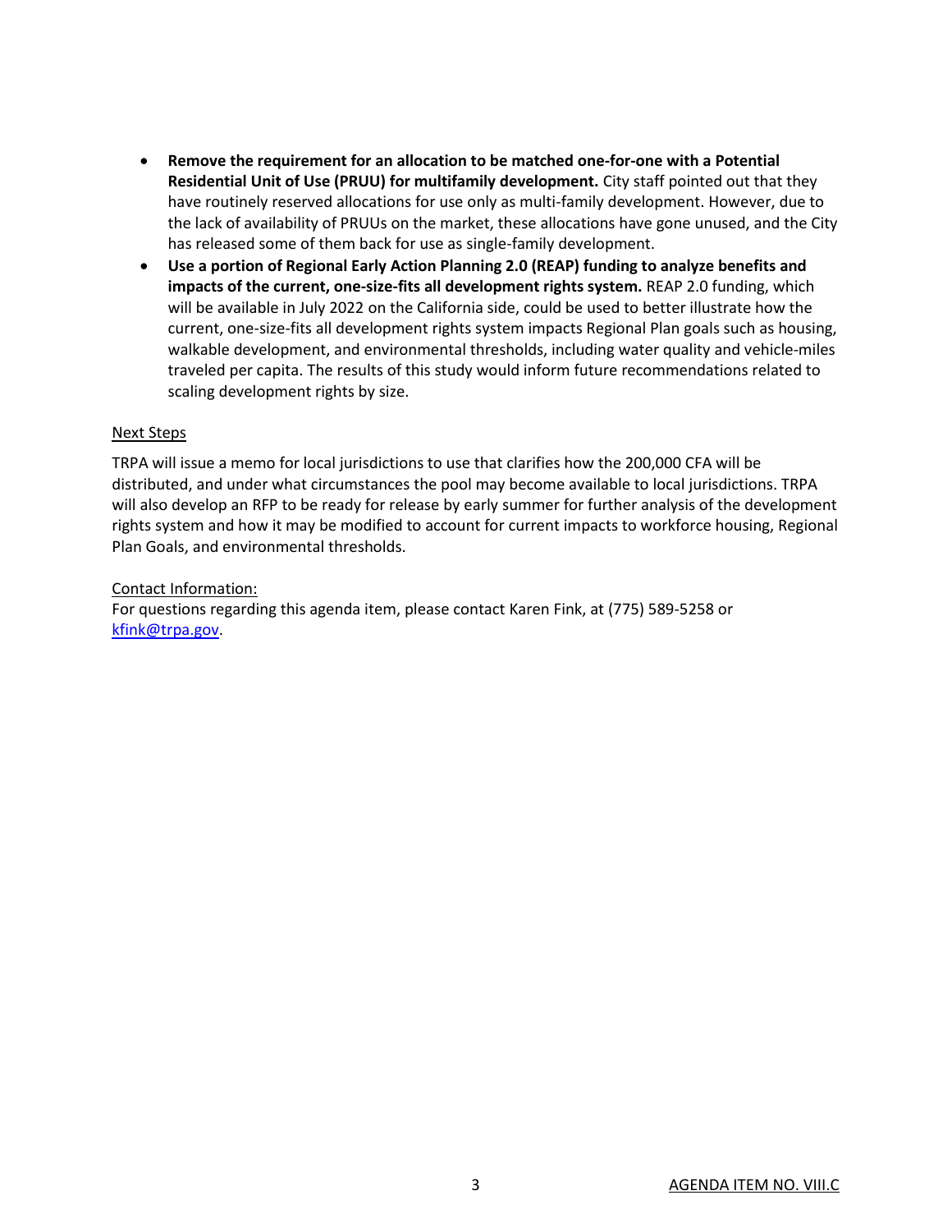- **Remove the requirement for an allocation to be matched one-for-one with a Potential Residential Unit of Use (PRUU) for multifamily development.** City staff pointed out that they have routinely reserved allocations for use only as multi-family development. However, due to the lack of availability of PRUUs on the market, these allocations have gone unused, and the City has released some of them back for use as single-family development.
- **Use a portion of Regional Early Action Planning 2.0 (REAP) funding to analyze benefits and impacts of the current, one-size-fits all development rights system.** REAP 2.0 funding, which will be available in July 2022 on the California side, could be used to better illustrate how the current, one-size-fits all development rights system impacts Regional Plan goals such as housing, walkable development, and environmental thresholds, including water quality and vehicle-miles traveled per capita. The results of this study would inform future recommendations related to scaling development rights by size.

Next Steps

TRPA will issue a memo for local jurisdictions to use that clarifies how the 200,000 CFA will be distributed, and under what circumstances the pool may become available to local jurisdictions. TRPA will also develop an RFP to be ready for release by early summer for further analysis of the development rights system and how it may be modified to account for current impacts to workforce housing, Regional Plan Goals, and environmental thresholds.

Contact Information:

For questions regarding this agenda item, please contact Karen Fink, at (775) 589-5258 or kfink@trpa.gov.